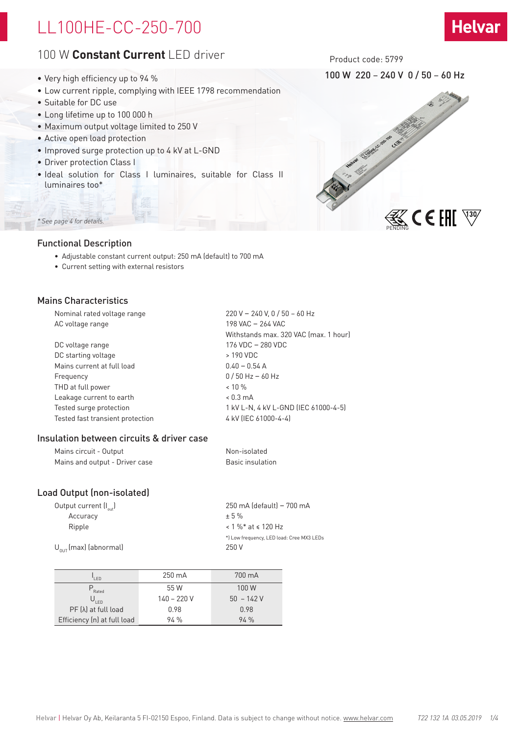# LL100HE-CC-250-700

## 100 W **Constant Current** LED driver

Product code: 5799

100 W 220 – 240 V 0 / 50 – 60 Hz

- Very high efficiency up to 94 %
- Low current ripple, complying with IEEE 1798 recommendation
- Suitable for DC use
- Long lifetime up to 100 000 h
- Maximum output voltage limited to 250 V
- Active open load protection
- Improved surge protection up to 4 kV at L-GND
- Driver protection Class I
- Ideal solution for Class I luminaires, suitable for Class II luminaires too*

*\* See page 4 for details.*

PENDING

## Functional Description

- Adjustable constant current output: 250 mA (default) to 700 mA
- Current setting with external resistors

## Mains Characteristics

| | |
|---|---|
| Nominal rated voltage range | 220 V – 240 V, 0 / 50 – 60 Hz |
| AC voltage range | 198 VAC – 264 VAC<br>Withstands max. 320 VAC (max. 1 hour) |
| DC voltage range | 176 VDC – 280 VDC |
| DC starting voltage | > 190 VDC |
| Mains current at full load | 0.40 – 0.54 A |
| Frequency | 0 / 50 Hz – 60 Hz |
| THD at full power | < 10 % |
| Leakage current to earth | < 0.3 mA |
| Tested surge protection | 1 kV L-N, 4 kV L-GND (IEC 61000-4-5) |
| Tested fast transient protection | 4 kV (IEC 61000-4-4) |

## Insulation between circuits & driver case

| | |
|---|---|
| Mains circuit - Output | Non-isolated |
| Mains and output - Driver case | Basic insulation |

## Load Output (non-isolated)

| | |
|---|---|
| Output current ($I_{out}$) | 250 mA (default) – 700 mA |
| Accuracy | ± 5 % |
| Ripple | < 1 %* at ≤ 120 Hz<br>*) Low frequency, LED load: Cree MX3 LEDs |
| $U_{OUT}$ (max) (abnormal) | 250 V |

| $I_{LED}$ | 250 mA | 700 mA |
|---|---|---|
| $P_{Rated}$ | 55 W | 100 W |
| $U_{LED}$ | 140 – 220 V | 50 – 142 V |
| PF (λ) at full load | 0.98 | 0.98 |
| Efficiency (η) at full load | 94 % | 94 % |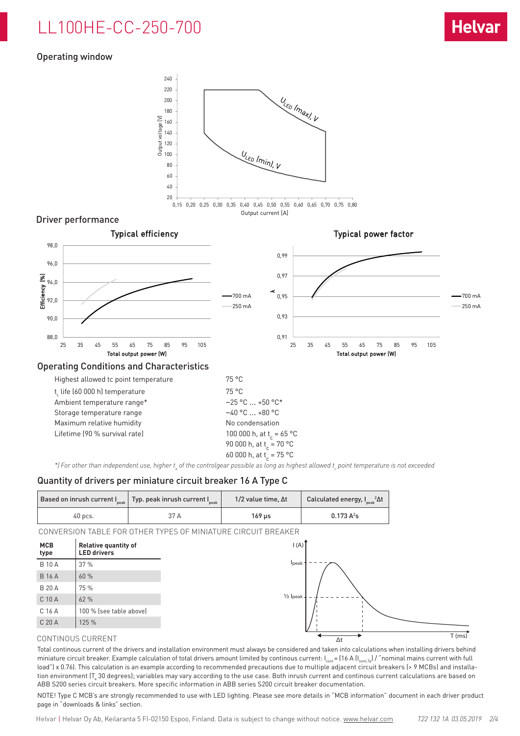# LL100HE-CC-250-700

## Operating window

## Driver performance

### Typical efficiency

### Typical power factor

## Operating Conditions and Characteristics

| | |
|---|---|
| Highest allowed tc point temperature | 75 °C |
| $t_c$ life (60 000 h) temperature | 75 °C |
| Ambient temperature range* | −25 °C … +50 °C* |
| Storage temperature range | −40 °C … +80 °C |
| Maximum relative humidity | No condensation |
| Lifetime (90 % survival rate) | 100 000 h, at $t_c$ = 65 °C |
| | 90 000 h, at $t_c$ = 70 °C |
| | 60 000 h, at $t_c$ = 75 °C |

*) For other than independent use, higher $t_a$ of the controlgear possible as long as highest allowed $t_c$ point temperature is not exceeded

## Quantity of drivers per miniature circuit breaker 16 A Type C

| Based on inrush current $I_{peak}$ | Typ. peak inrush current $I_{peak}$ | 1/2 value time, Δt | Calculated energy, $I_{peak}{}^2Δt$ |
|---|---|---|---|
| 40 pcs. | 37 A | 169 µs | 0.173 $A^2s$ |

CONVERSION TABLE FOR OTHER TYPES OF MINIATURE CIRCUIT BREAKER

| MCB type | Relative quantity of LED drivers |
|---|---|
| B 10 A | 37 % |
| B 16 A | 60 % |
| B 20 A | 75 % |
| C 10 A | 62 % |
| C 16 A | 100 % (see table above) |
| C 20 A | 125 % |

CONTINOUS CURRENT

Total continous current of the drivers and installation environment must always be considered and taken into calculations when installing drivers behind miniature circuit breaker. Example calculation of total drivers amount limited by continous current: $I_{cont}$ = (16 A ($I_{nom,Ta}$) / "nominal mains current with full load") x 0.76). This calculation is an example according to recommended precautions due to multiple adjacent circuit breakers (> 9 MCBs) and installation environment ($T_a$ 30 degrees); variables may vary according to the use case. Both inrush current and continous current calculations are based on ABB S200 series circuit breakers. More specific information in ABB series S200 circuit breaker documentation.

NOTE! Type C MCB's are strongly recommended to use with LED lighting. Please see more details in "MCB information" document in each driver product page in "downloads & links" section.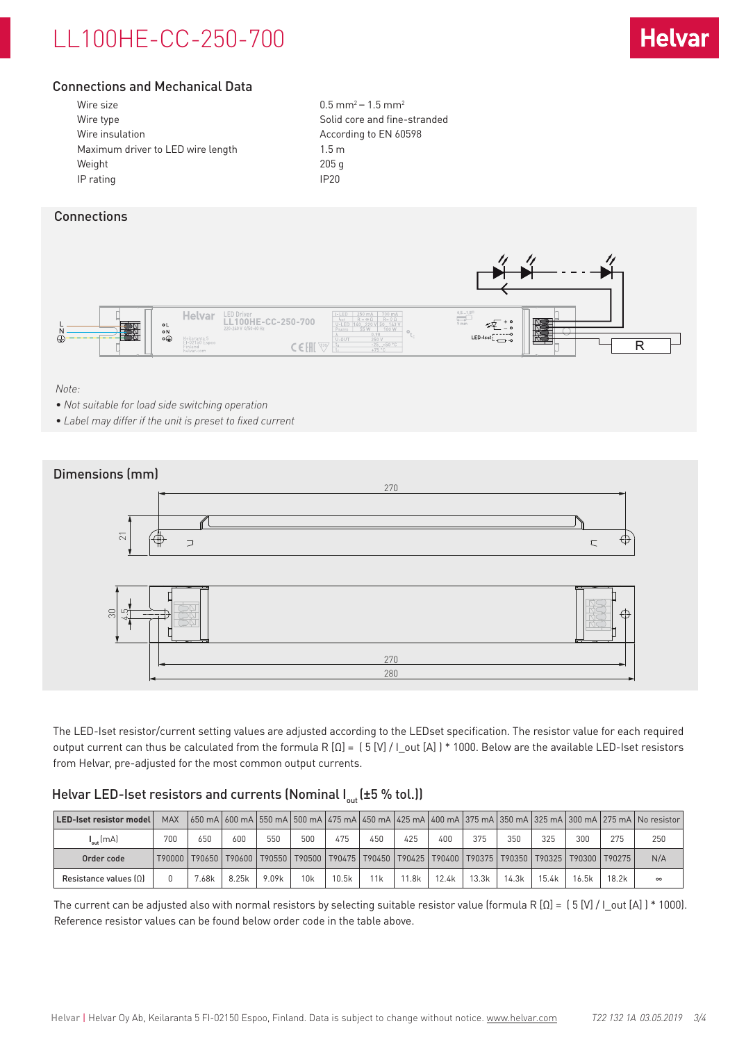## Connections and Mechanical Data

| | |
|---|---|
| Wire size | 0.5 mm² – 1.5 mm² |
| Wire type | Solid core and fine-stranded |
| Wire insulation | According to EN 60598 |
| Maximum driver to LED wire length | 1.5 m |
| Weight | 205 g |
| IP rating | IP20 |

## Connections

*Note:*

- *Not suitable for load side switching operation*
- *Label may differ if the unit is preset to fixed current*

## Dimensions (mm)

The LED-Iset resistor/current setting values are adjusted according to the LEDset specification. The resistor value for each required output current can thus be calculated from the formula R [Ω] = ( 5 [V] / I_out [A] ) * 1000. Below are the available LED-Iset resistors from Helvar, pre-adjusted for the most common output currents.

### Helvar LED-Iset resistors and currents (Nominal $I_{out}$ (±5 % tol.))

| LED-Iset resistor model | MAX | 650 mA | 600 mA | 550 mA | 500 mA | 475 mA | 450 mA | 425 mA | 400 mA | 375 mA | 350 mA | 325 mA | 300 mA | 275 mA | No resistor |
|---|---|---|---|---|---|---|---|---|---|---|---|---|---|---|---|
| $I_{out}$ (mA) | 700 | 650 | 600 | 550 | 500 | 475 | 450 | 425 | 400 | 375 | 350 | 325 | 300 | 275 | 250 |
| Order code | T90000 | T90650 | T90600 | T90550 | T90500 | T90475 | T90450 | T90425 | T90400 | T90375 | T90350 | T90325 | T90300 | T90275 | N/A |
| Resistance values (Ω) | 0 | 7.68k | 8.25k | 9.09k | 10k | 10.5k | 11k | 11.8k | 12.4k | 13.3k | 14.3k | 15.4k | 16.5k | 18.2k | ∞ |

The current can be adjusted also with normal resistors by selecting suitable resistor value (formula R [Ω] = ( 5 [V] / I_out [A] ) * 1000). Reference resistor values can be found below order code in the table above.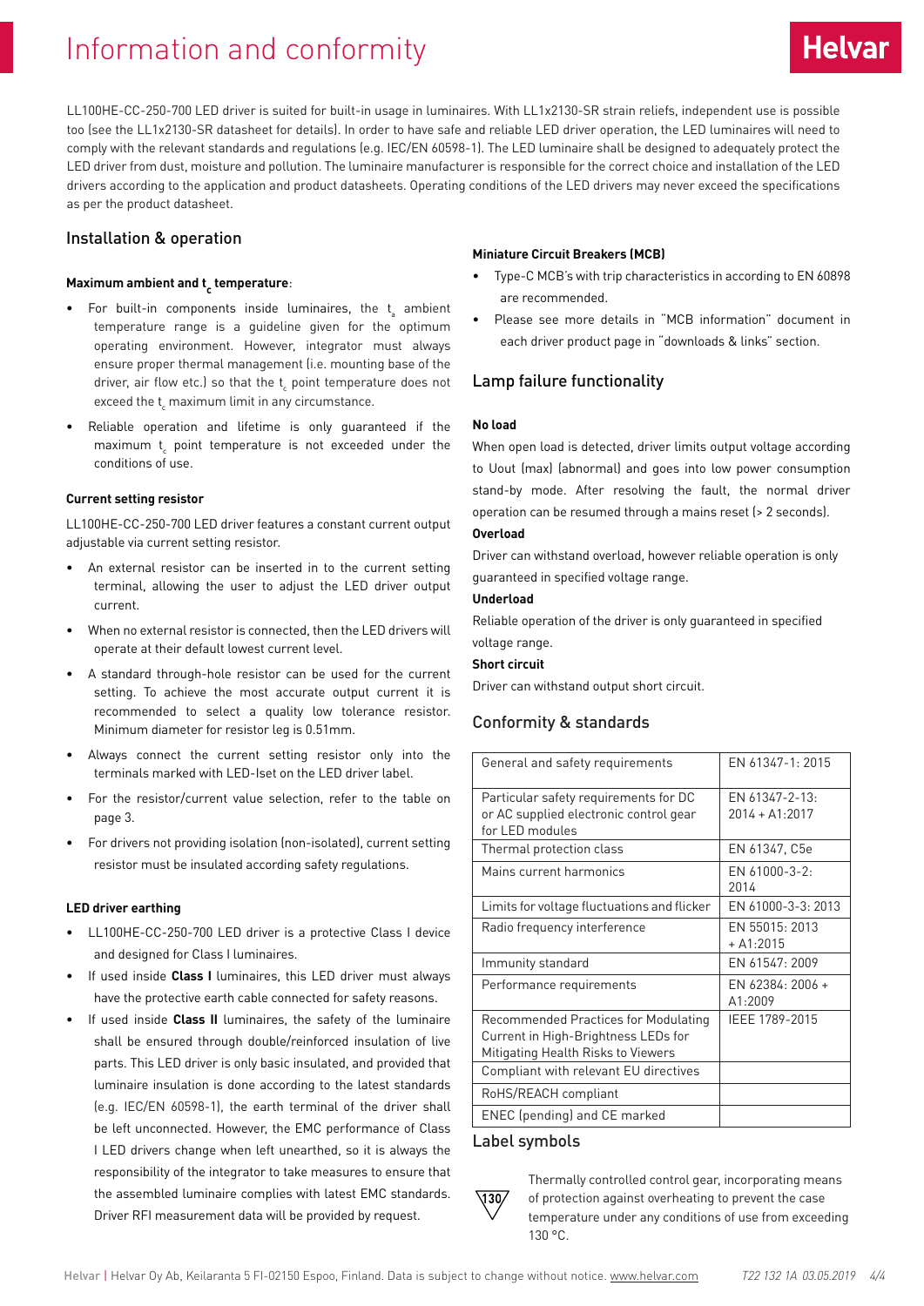# Information and conformity

LL100HE-CC-250-700 LED driver is suited for built-in usage in luminaires. With LL1x2130-SR strain reliefs, independent use is possible too (see the LL1x2130-SR datasheet for details). In order to have safe and reliable LED driver operation, the LED luminaires will need to comply with the relevant standards and regulations (e.g. IEC/EN 60598-1). The LED luminaire shall be designed to adequately protect the LED driver from dust, moisture and pollution. The luminaire manufacturer is responsible for the correct choice and installation of the LED drivers according to the application and product datasheets. Operating conditions of the LED drivers may never exceed the specifications as per the product datasheet.

## Installation & operation

**Maximum ambient and $t_c$ temperature**:

- For built-in components inside luminaires, the $t_a$ ambient temperature range is a guideline given for the optimum operating environment. However, integrator must always ensure proper thermal management (i.e. mounting base of the driver, air flow etc.) so that the $t_c$ point temperature does not exceed the $t_c$ maximum limit in any circumstance.
- Reliable operation and lifetime is only guaranteed if the maximum $t_c$ point temperature is not exceeded under the conditions of use.

**Current setting resistor**

LL100HE-CC-250-700 LED driver features a constant current output adjustable via current setting resistor.

- An external resistor can be inserted in to the current setting terminal, allowing the user to adjust the LED driver output current.
- When no external resistor is connected, then the LED drivers will operate at their default lowest current level.
- A standard through-hole resistor can be used for the current setting. To achieve the most accurate output current it is recommended to select a quality low tolerance resistor. Minimum diameter for resistor leg is 0.51mm.
- Always connect the current setting resistor only into the terminals marked with LED-Iset on the LED driver label.
- For the resistor/current value selection, refer to the table on page 3.
- For drivers not providing isolation (non-isolated), current setting resistor must be insulated according safety regulations.

**LED driver earthing**

- LL100HE-CC-250-700 LED driver is a protective Class I device and designed for Class I luminaires.
- If used inside **Class I** luminaires, this LED driver must always have the protective earth cable connected for safety reasons.
- If used inside **Class II** luminaires, the safety of the luminaire shall be ensured through double/reinforced insulation of live parts. This LED driver is only basic insulated, and provided that luminaire insulation is done according to the latest standards (e.g. IEC/EN 60598-1), the earth terminal of the driver shall be left unconnected. However, the EMC performance of Class I LED drivers change when left unearthed, so it is always the responsibility of the integrator to take measures to ensure that the assembled luminaire complies with latest EMC standards. Driver RFI measurement data will be provided by request.

**Miniature Circuit Breakers (MCB)**

- Type-C MCB's with trip characteristics in according to EN 60898 are recommended.
- Please see more details in "MCB information" document in each driver product page in "downloads & links" section.

## Lamp failure functionality

**No load**

When open load is detected, driver limits output voltage according to Uout (max) (abnormal) and goes into low power consumption stand-by mode. After resolving the fault, the normal driver operation can be resumed through a mains reset (> 2 seconds).

**Overload**

Driver can withstand overload, however reliable operation is only guaranteed in specified voltage range.

**Underload**

Reliable operation of the driver is only guaranteed in specified voltage range.

**Short circuit**

Driver can withstand output short circuit.

## Conformity & standards

| | |
|---|---|
| General and safety requirements | EN 61347-1: 2015 |
| Particular safety requirements for DC or AC supplied electronic control gear for LED modules | EN 61347-2-13: 2014 + A1:2017 |
| Thermal protection class | EN 61347, C5e |
| Mains current harmonics | EN 61000-3-2: 2014 |
| Limits for voltage fluctuations and flicker | EN 61000-3-3: 2013 |
| Radio frequency interference | EN 55015: 2013 + A1:2015 |
| Immunity standard | EN 61547: 2009 |
| Performance requirements | EN 62384: 2006 + A1:2009 |
| Recommended Practices for Modulating Current in High-Brightness LEDs for Mitigating Health Risks to Viewers | IEEE 1789-2015 |
| Compliant with relevant EU directives | |
| RoHS/REACH compliant | |
| ENEC (pending) and CE marked | |

## Label symbols

130 — Thermally controlled control gear, incorporating means of protection against overheating to prevent the case temperature under any conditions of use from exceeding 130 °C.